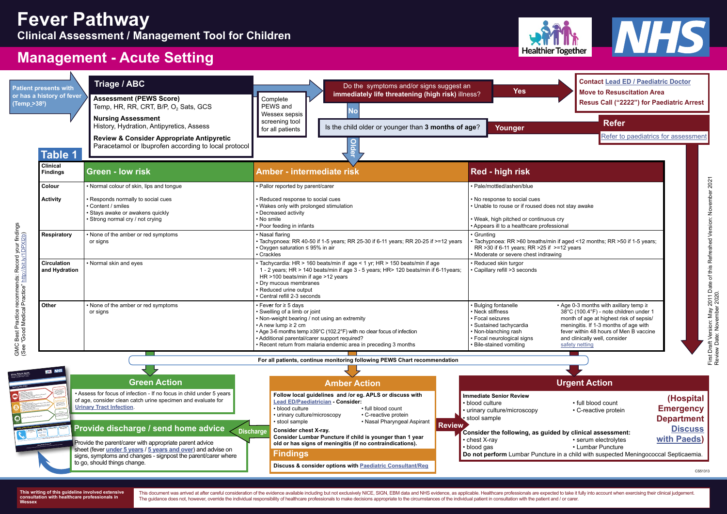# Fever Pathway

## Clinical Assessment / Management Tool for Children

## Management - Acute Setting

**Patient presents with or has a history of fever (Temp ≥38°)**

### Triage / ABC

**Assessment (PEWS Score)**
Temp, HR, RR, CRT, B/P, $O_2$ Sats, GCS

**Nursing Assessment**
History, Hydration, Antipyretics, Assess

**Review & Consider Appropriate Antipyretic**
Paracetamol or Ibuprofen according to local protocol

Complete PEWS and Wessex sepsis screening tool for all patients

Do the symptoms and/or signs suggest an **immediately life threatening (high risk)** illness?

**Yes** → **Contact Lead ED / Paediatric Doctor**
**Move to Resuscitation Area**
**Resus Call ("2222") for Paediatric Arrest**

**No** → Is the child older or younger than **3 months of age**?

**Younger** → **Refer** – Refer to paediatrics for assessment

**Older** → Table 1

### Table 1

| Clinical Findings | Green - low risk | Amber - intermediate risk | Red - high risk |
|---|---|---|---|
| **Colour** | • Normal colour of skin, lips and tongue | • Pallor reported by parent/carer | • Pale/mottled/ashen/blue |
| **Activity** | • Responds normally to social cues<br>• Content / smiles<br>• Stays awake or awakens quickly<br>• Strong normal cry / not crying | • Reduced response to social cues<br>• Wakes only with prolonged stimulation<br>• Decreased activity<br>• No smile<br>• Poor feeding in infants | • No response to social cues<br>• Unable to rouse or if roused does not stay awake<br>• Weak, high pitched or continuous cry<br>• Appears ill to a healthcare professional |
| **Respiratory** | • None of the amber or red symptoms or signs | • Nasal flaring<br>• Tachypnoea: RR 40-50 if 1-5 years; RR 25-30 if 6-11 years; RR 20-25 if >=12 years<br>• Oxygen saturation ≤ 95% in air<br>• Crackles | • Grunting<br>• Tachypnoea: RR >60 breaths/min if aged <12 months; RR >50 if 1-5 years; RR >30 if 6-11 years; RR >25 if >=12 years<br>• Moderate or severe chest indrawing |
| **Circulation and Hydration** | • Normal skin and eyes | • Tachycardia: HR > 160 beats/min if age < 1 yr; HR > 150 beats/min if age 1 - 2 years; HR > 140 beats/min if age 3 - 5 years; HR> 120 beats/min if 6-11years; HR >100 beats/min if age >12 years<br>• Dry mucous membranes<br>• Reduced urine output<br>• Central refill 2-3 seconds | • Reduced skin turgor<br>• Capillary refill >3 seconds |
| **Other** | • None of the amber or red symptoms or signs | • Fever for ≥ 5 days<br>• Swelling of a limb or joint<br>• Non-weight bearing / not using an extremity<br>• A new lump ≥ 2 cm<br>• Age 3-6 months temp ≥39°C (102.2°F) with no clear focus of infection<br>• Additional parental/carer support required?<br>• Recent return from malaria endemic area in preceding 3 months | • Bulging fontanelle<br>• Neck stiffness<br>• Focal seizures<br>• Sustained tachycardia<br>• Non-blanching rash<br>• Focal neurological signs<br>• Bile-stained vomiting<br>• Age 0-3 months with axillary temp ≥ 38°C (100.4°F) - note children under 1 month of age at highest risk of sepsis/ meningitis. If 1-3 months of age with fever within 48 hours of Men B vaccine and clinically well, consider safety netting |

**For all patients, continue monitoring following PEWS Chart recommendation**

### Green Action

• Assess for focus of infection - If no focus in child under 5 years of age, consider clean catch urine specimen and evaluate for Urinary Tract Infection.

### Provide discharge / send home advice

Provide the parent/carer with appropriate parent advice sheet (fever under 5 years / 5 years and over) and advise on signs, symptoms and changes - signpost the parent/carer where to go, should things change.

### Amber Action

**Follow local guidelines and /or eg. APLS or discuss with Lead ED/Paediatrician - Consider:**

- blood culture
- urinary culture/microscopy
- stool sample
- full blood count
- C-reactive protein
- Nasal Pharyngeal Aspirant

**Consider chest X-ray.**

**Consider Lumbar Puncture if child is younger than 1 year old or has signs of meningitis (if no contraindications).**

**Discharge** → Provide discharge / send home advice

### Findings

**Discuss & consider options with Paediatric Consultant/Reg**

**Review** → Urgent Action

### Urgent Action

**Immediate Senior Review**

- blood culture
- urinary culture/microscopy
- stool sample
- full blood count
- C-reactive protein

**Consider the following, as guided by clinical assessment:**

- chest X-ray
- blood gas
- serum electrolytes
- Lumbar Puncture

**Do not perform** Lumbar Puncture in a child with suspected Meningococcal Septicaemia.

**(Hospital Emergency Department Discuss with Paeds)**

GMC Best Practice recommends: Record your findings (See "Good Medical Practice" http://bit.ly/1DPXl2b)

First Draft Version: May 2011 Date of this Refreshed Version: November 2021
Review Date: November 2020.

CS51313

**This writing of this guideline involved extensive consultation with healthcare professionals in Wessex**

This document was arrived at after careful consideration of the evidence available including but not exclusively NICE, SIGN, EBM data and NHS evidence, as applicable. Healthcare professionals are expected to take it fully into account when exercising their clinical judgement. The guidance does not, however, override the individual responsibility of healthcare professionals to make decisions appropriate to the circumstances of the individual patient in consultation with the patient and / or carer.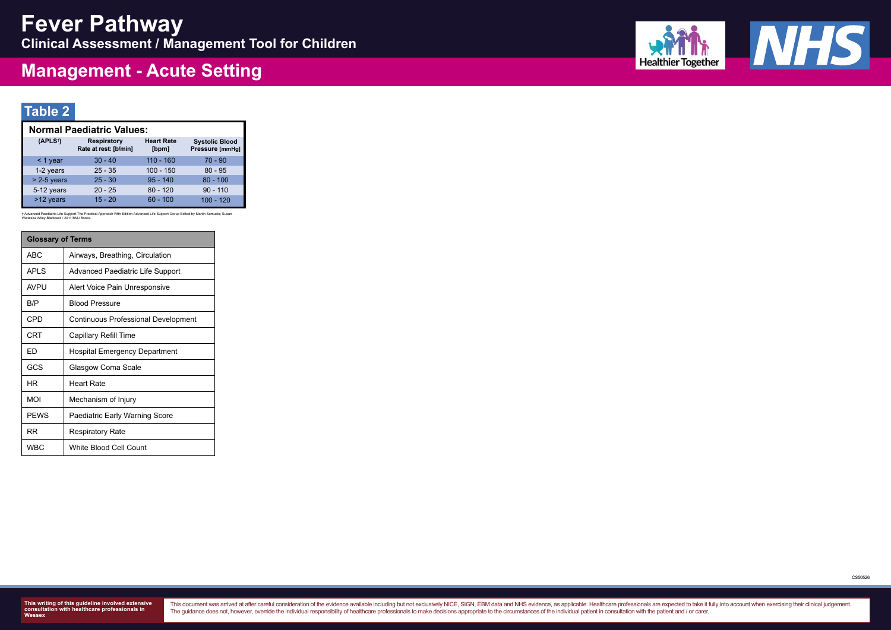# Fever Pathway

## Clinical Assessment / Management Tool for Children

## Management - Acute Setting

### Table 2

**Normal Paediatric Values:**

| (APLS[†]) | Respiratory Rate at rest: [b/min] | Heart Rate [bpm] | Systolic Blood Pressure [mmHg] |
|---|---|---|---|
| < 1 year | 30 - 40 | 110 - 160 | 70 - 90 |
| 1-2 years | 25 - 35 | 100 - 150 | 80 - 95 |
| > 2-5 years | 25 - 30 | 95 - 140 | 80 - 100 |
| 5-12 years | 20 - 25 | 80 - 120 | 90 - 110 |
| >12 years | 15 - 20 | 60 - 100 | 100 - 120 |

† Advanced Paediatric Life Support The Practical Approach Fifth Edition Advanced Life Support Group Edited by Martin Samuels; Susan Wieteska Wiley-Blackwell / 2011 BMJ Books.

| Glossary of Terms | |
|---|---|
| ABC | Airways, Breathing, Circulation |
| APLS | Advanced Paediatric Life Support |
| AVPU | Alert Voice Pain Unresponsive |
| B/P | Blood Pressure |
| CPD | Continuous Professional Development |
| CRT | Capillary Refill Time |
| ED | Hospital Emergency Department |
| GCS | Glasgow Coma Scale |
| HR | Heart Rate |
| MOI | Mechanism of Injury |
| PEWS | Paediatric Early Warning Score |
| RR | Respiratory Rate |
| WBC | White Blood Cell Count |

CS50526

**This writing of this guideline involved extensive consultation with healthcare professionals in Wessex**

This document was arrived at after careful consideration of the evidence available including but not exclusively NICE, SIGN, EBM data and NHS evidence, as applicable. Healthcare professionals are expected to take it fully into account when exercising their clinical judgement. The guidance does not, however, override the individual responsibility of healthcare professionals to make decisions appropriate to the circumstances of the individual patient in consultation with the patient and / or carer.